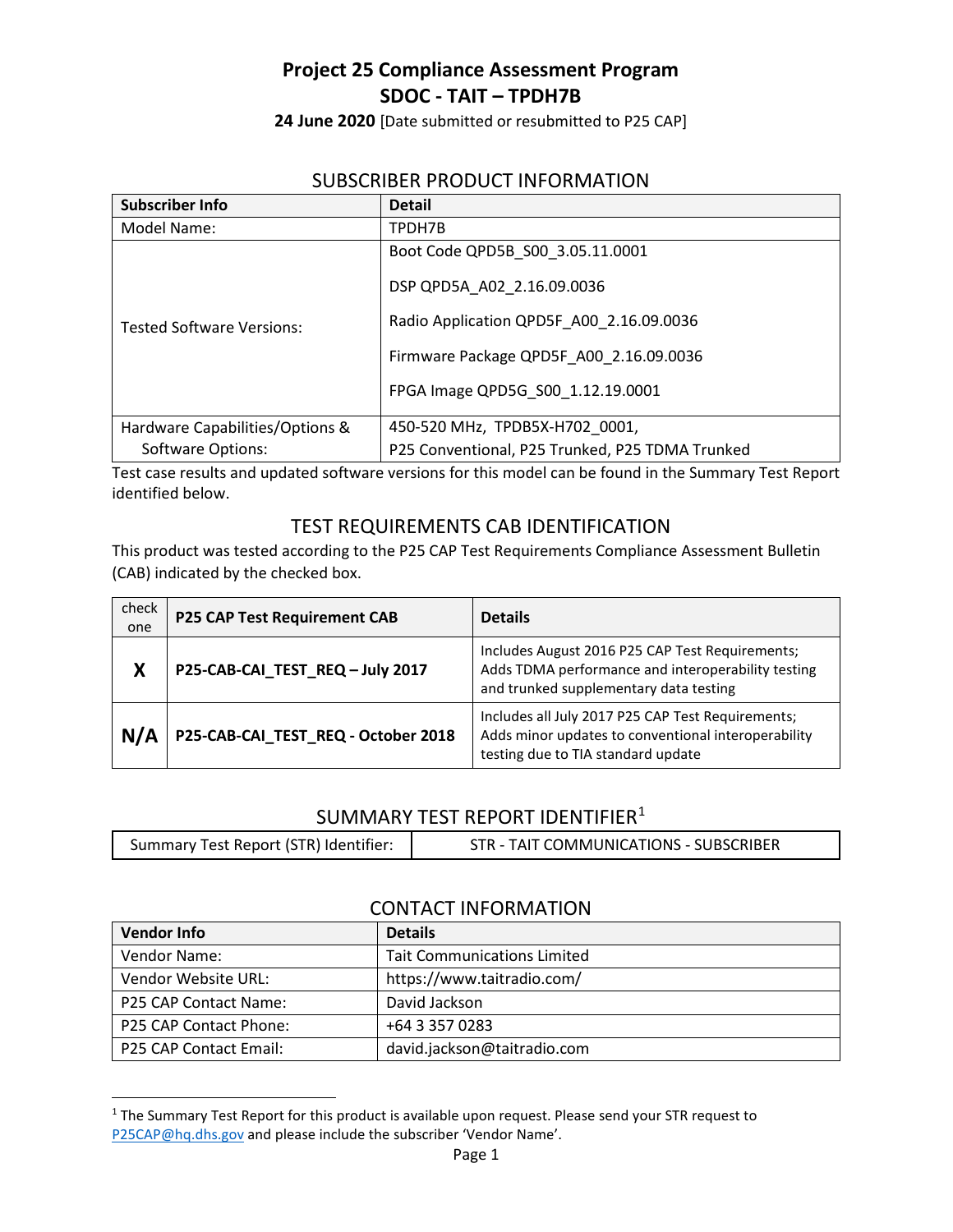# Project 25 Compliance Assessment Program
# SDOC - TAIT – TPDH7B

**24 June 2020** [Date submitted or resubmitted to P25 CAP]

## SUBSCRIBER PRODUCT INFORMATION

| Subscriber Info | Detail |
|---|---|
| Model Name: | TPDH7B |
| Tested Software Versions: | Boot Code QPD5B_S00_3.05.11.0001<br><br>DSP QPD5A_A02_2.16.09.0036<br><br>Radio Application QPD5F_A00_2.16.09.0036<br><br>Firmware Package QPD5F_A00_2.16.09.0036<br><br>FPGA Image QPD5G_S00_1.12.19.0001 |
| Hardware Capabilities/Options & Software Options: | 450-520 MHz, TPDB5X-H702_0001,<br>P25 Conventional, P25 Trunked, P25 TDMA Trunked |

Test case results and updated software versions for this model can be found in the Summary Test Report identified below.

## TEST REQUIREMENTS CAB IDENTIFICATION

This product was tested according to the P25 CAP Test Requirements Compliance Assessment Bulletin (CAB) indicated by the checked box.

| check one | P25 CAP Test Requirement CAB | Details |
|---|---|---|
| **X** | **P25-CAB-CAI_TEST_REQ – July 2017** | Includes August 2016 P25 CAP Test Requirements; Adds TDMA performance and interoperability testing and trunked supplementary data testing |
| **N/A** | **P25-CAB-CAI_TEST_REQ - October 2018** | Includes all July 2017 P25 CAP Test Requirements; Adds minor updates to conventional interoperability testing due to TIA standard update |

## SUMMARY TEST REPORT IDENTIFIER[1]

| Summary Test Report (STR) Identifier: | STR - TAIT COMMUNICATIONS - SUBSCRIBER |
|---|---|

## CONTACT INFORMATION

| Vendor Info | Details |
|---|---|
| Vendor Name: | Tait Communications Limited |
| Vendor Website URL: | https://www.taitradio.com/ |
| P25 CAP Contact Name: | David Jackson |
| P25 CAP Contact Phone: | +64 3 357 0283 |
| P25 CAP Contact Email: | david.jackson@taitradio.com |

[1] The Summary Test Report for this product is available upon request. Please send your STR request to P25CAP@hq.dhs.gov and please include the subscriber 'Vendor Name'.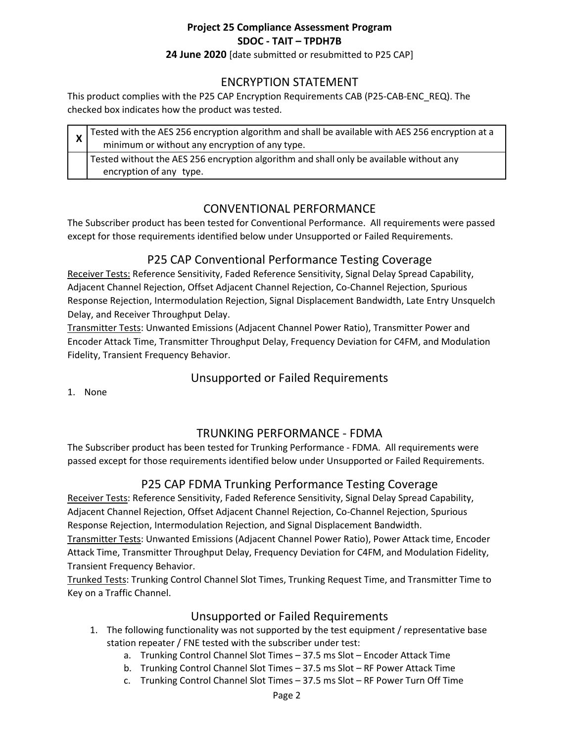**Project 25 Compliance Assessment Program**
**SDOC - TAIT – TPDH7B**
**24 June 2020** [date submitted or resubmitted to P25 CAP]

## ENCRYPTION STATEMENT

This product complies with the P25 CAP Encryption Requirements CAB (P25-CAB-ENC_REQ). The checked box indicates how the product was tested.

| | |
|---|---|
| **X** | Tested with the AES 256 encryption algorithm and shall be available with AES 256 encryption at a minimum or without any encryption of any type. |
| | Tested without the AES 256 encryption algorithm and shall only be available without any encryption of any type. |

## CONVENTIONAL PERFORMANCE

The Subscriber product has been tested for Conventional Performance. All requirements were passed except for those requirements identified below under Unsupported or Failed Requirements.

### P25 CAP Conventional Performance Testing Coverage

Receiver Tests: Reference Sensitivity, Faded Reference Sensitivity, Signal Delay Spread Capability, Adjacent Channel Rejection, Offset Adjacent Channel Rejection, Co-Channel Rejection, Spurious Response Rejection, Intermodulation Rejection, Signal Displacement Bandwidth, Late Entry Unsquelch Delay, and Receiver Throughput Delay.

Transmitter Tests: Unwanted Emissions (Adjacent Channel Power Ratio), Transmitter Power and Encoder Attack Time, Transmitter Throughput Delay, Frequency Deviation for C4FM, and Modulation Fidelity, Transient Frequency Behavior.

### Unsupported or Failed Requirements

1. None

## TRUNKING PERFORMANCE - FDMA

The Subscriber product has been tested for Trunking Performance - FDMA. All requirements were passed except for those requirements identified below under Unsupported or Failed Requirements.

### P25 CAP FDMA Trunking Performance Testing Coverage

Receiver Tests: Reference Sensitivity, Faded Reference Sensitivity, Signal Delay Spread Capability, Adjacent Channel Rejection, Offset Adjacent Channel Rejection, Co-Channel Rejection, Spurious Response Rejection, Intermodulation Rejection, and Signal Displacement Bandwidth.

Transmitter Tests: Unwanted Emissions (Adjacent Channel Power Ratio), Power Attack time, Encoder Attack Time, Transmitter Throughput Delay, Frequency Deviation for C4FM, and Modulation Fidelity, Transient Frequency Behavior.

Trunked Tests: Trunking Control Channel Slot Times, Trunking Request Time, and Transmitter Time to Key on a Traffic Channel.

### Unsupported or Failed Requirements

1. The following functionality was not supported by the test equipment / representative base station repeater / FNE tested with the subscriber under test:
   a. Trunking Control Channel Slot Times – 37.5 ms Slot – Encoder Attack Time
   b. Trunking Control Channel Slot Times – 37.5 ms Slot – RF Power Attack Time
   c. Trunking Control Channel Slot Times – 37.5 ms Slot – RF Power Turn Off Time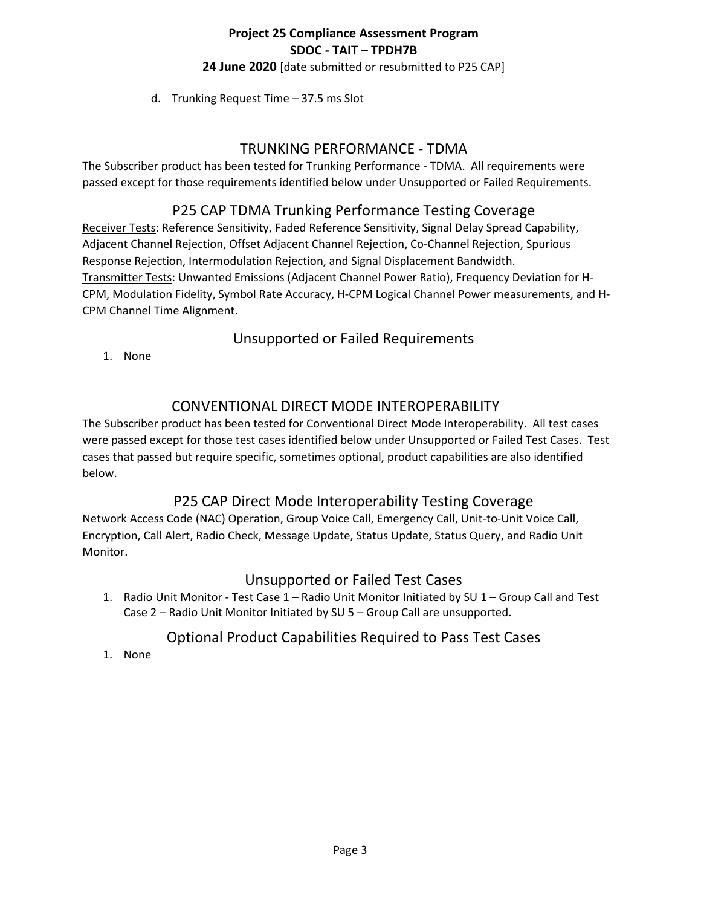d. Trunking Request Time – 37.5 ms Slot

## TRUNKING PERFORMANCE - TDMA

The Subscriber product has been tested for Trunking Performance - TDMA. All requirements were passed except for those requirements identified below under Unsupported or Failed Requirements.

### P25 CAP TDMA Trunking Performance Testing Coverage

Receiver Tests: Reference Sensitivity, Faded Reference Sensitivity, Signal Delay Spread Capability, Adjacent Channel Rejection, Offset Adjacent Channel Rejection, Co-Channel Rejection, Spurious Response Rejection, Intermodulation Rejection, and Signal Displacement Bandwidth.
Transmitter Tests: Unwanted Emissions (Adjacent Channel Power Ratio), Frequency Deviation for H-CPM, Modulation Fidelity, Symbol Rate Accuracy, H-CPM Logical Channel Power measurements, and H-CPM Channel Time Alignment.

### Unsupported or Failed Requirements

1. None

## CONVENTIONAL DIRECT MODE INTEROPERABILITY

The Subscriber product has been tested for Conventional Direct Mode Interoperability. All test cases were passed except for those test cases identified below under Unsupported or Failed Test Cases. Test cases that passed but require specific, sometimes optional, product capabilities are also identified below.

### P25 CAP Direct Mode Interoperability Testing Coverage

Network Access Code (NAC) Operation, Group Voice Call, Emergency Call, Unit-to-Unit Voice Call, Encryption, Call Alert, Radio Check, Message Update, Status Update, Status Query, and Radio Unit Monitor.

### Unsupported or Failed Test Cases

1. Radio Unit Monitor - Test Case 1 – Radio Unit Monitor Initiated by SU 1 – Group Call and Test Case 2 – Radio Unit Monitor Initiated by SU 5 – Group Call are unsupported.

### Optional Product Capabilities Required to Pass Test Cases

1. None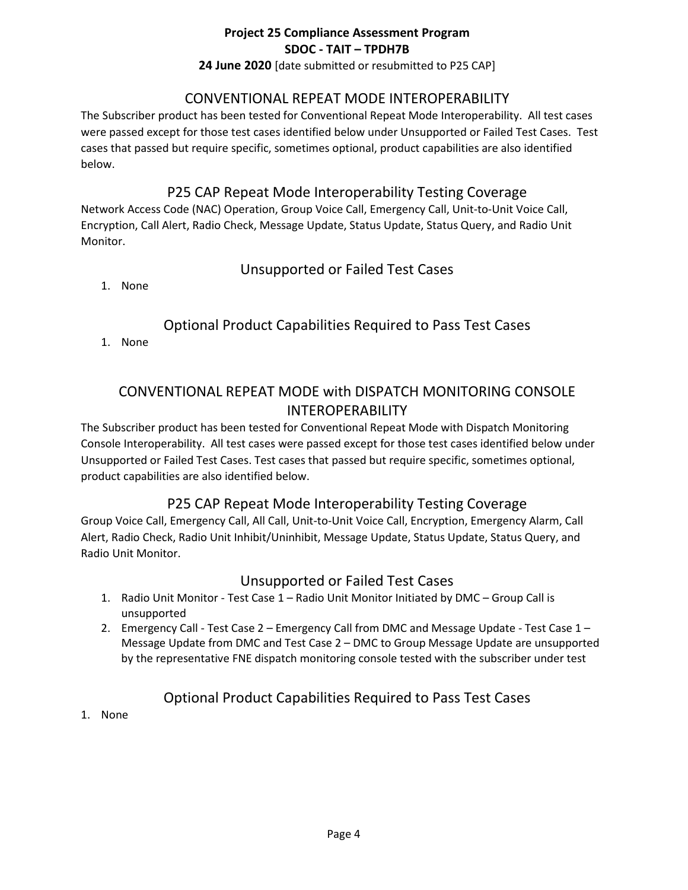## CONVENTIONAL REPEAT MODE INTEROPERABILITY

The Subscriber product has been tested for Conventional Repeat Mode Interoperability. All test cases were passed except for those test cases identified below under Unsupported or Failed Test Cases. Test cases that passed but require specific, sometimes optional, product capabilities are also identified below.

### P25 CAP Repeat Mode Interoperability Testing Coverage

Network Access Code (NAC) Operation, Group Voice Call, Emergency Call, Unit-to-Unit Voice Call, Encryption, Call Alert, Radio Check, Message Update, Status Update, Status Query, and Radio Unit Monitor.

### Unsupported or Failed Test Cases

1. None

### Optional Product Capabilities Required to Pass Test Cases

1. None

## CONVENTIONAL REPEAT MODE with DISPATCH MONITORING CONSOLE INTEROPERABILITY

The Subscriber product has been tested for Conventional Repeat Mode with Dispatch Monitoring Console Interoperability. All test cases were passed except for those test cases identified below under Unsupported or Failed Test Cases. Test cases that passed but require specific, sometimes optional, product capabilities are also identified below.

### P25 CAP Repeat Mode Interoperability Testing Coverage

Group Voice Call, Emergency Call, All Call, Unit-to-Unit Voice Call, Encryption, Emergency Alarm, Call Alert, Radio Check, Radio Unit Inhibit/Uninhibit, Message Update, Status Update, Status Query, and Radio Unit Monitor.

### Unsupported or Failed Test Cases

1. Radio Unit Monitor - Test Case 1 – Radio Unit Monitor Initiated by DMC – Group Call is unsupported
2. Emergency Call - Test Case 2 – Emergency Call from DMC and Message Update - Test Case 1 – Message Update from DMC and Test Case 2 – DMC to Group Message Update are unsupported by the representative FNE dispatch monitoring console tested with the subscriber under test

### Optional Product Capabilities Required to Pass Test Cases

1. None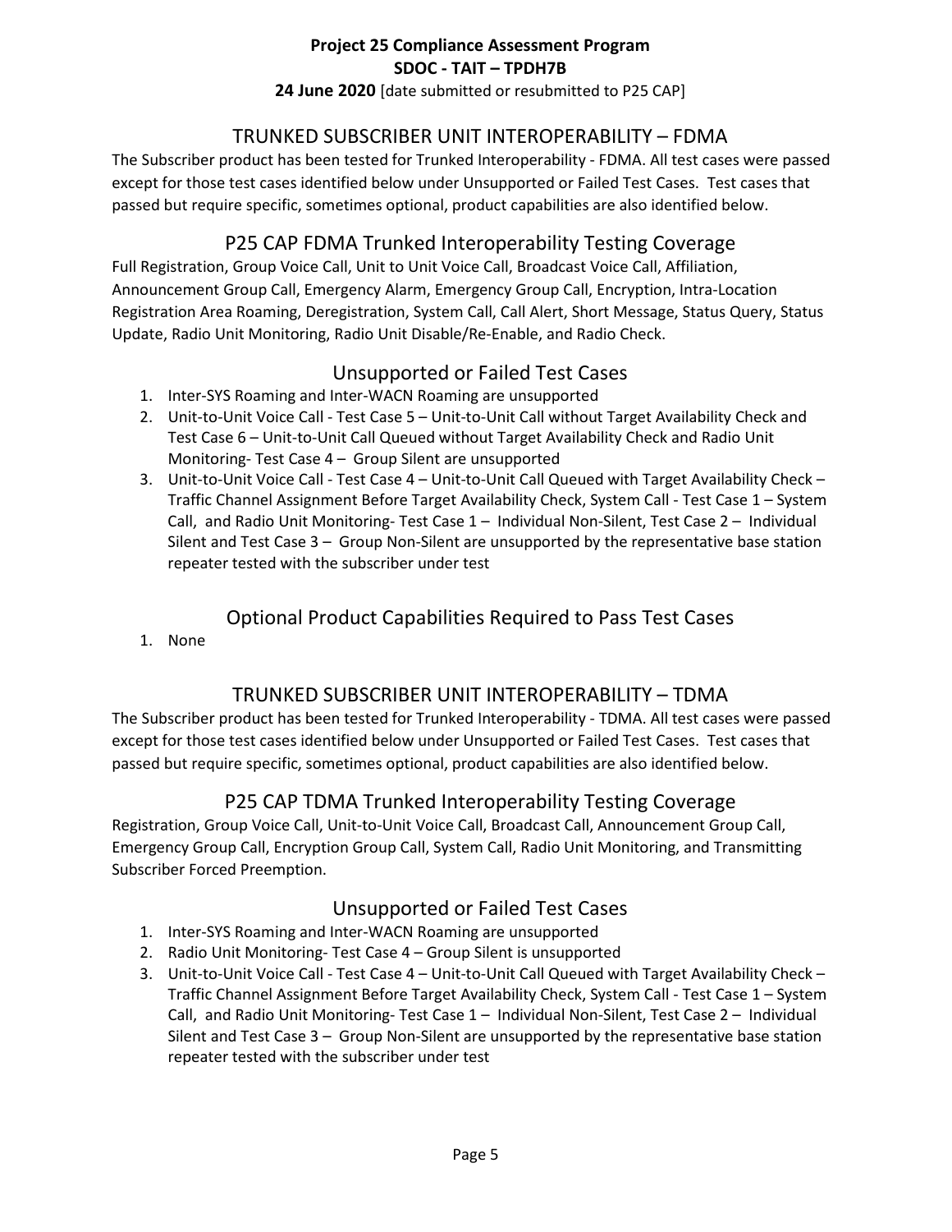## TRUNKED SUBSCRIBER UNIT INTEROPERABILITY – FDMA

The Subscriber product has been tested for Trunked Interoperability - FDMA. All test cases were passed except for those test cases identified below under Unsupported or Failed Test Cases. Test cases that passed but require specific, sometimes optional, product capabilities are also identified below.

### P25 CAP FDMA Trunked Interoperability Testing Coverage

Full Registration, Group Voice Call, Unit to Unit Voice Call, Broadcast Voice Call, Affiliation, Announcement Group Call, Emergency Alarm, Emergency Group Call, Encryption, Intra-Location Registration Area Roaming, Deregistration, System Call, Call Alert, Short Message, Status Query, Status Update, Radio Unit Monitoring, Radio Unit Disable/Re-Enable, and Radio Check.

### Unsupported or Failed Test Cases

1. Inter-SYS Roaming and Inter-WACN Roaming are unsupported
2. Unit-to-Unit Voice Call - Test Case 5 – Unit-to-Unit Call without Target Availability Check and Test Case 6 – Unit-to-Unit Call Queued without Target Availability Check and Radio Unit Monitoring- Test Case 4 – Group Silent are unsupported
3. Unit-to-Unit Voice Call - Test Case 4 – Unit-to-Unit Call Queued with Target Availability Check – Traffic Channel Assignment Before Target Availability Check, System Call - Test Case 1 – System Call, and Radio Unit Monitoring- Test Case 1 – Individual Non-Silent, Test Case 2 – Individual Silent and Test Case 3 – Group Non-Silent are unsupported by the representative base station repeater tested with the subscriber under test

### Optional Product Capabilities Required to Pass Test Cases

1. None

## TRUNKED SUBSCRIBER UNIT INTEROPERABILITY – TDMA

The Subscriber product has been tested for Trunked Interoperability - TDMA. All test cases were passed except for those test cases identified below under Unsupported or Failed Test Cases. Test cases that passed but require specific, sometimes optional, product capabilities are also identified below.

### P25 CAP TDMA Trunked Interoperability Testing Coverage

Registration, Group Voice Call, Unit-to-Unit Voice Call, Broadcast Call, Announcement Group Call, Emergency Group Call, Encryption Group Call, System Call, Radio Unit Monitoring, and Transmitting Subscriber Forced Preemption.

### Unsupported or Failed Test Cases

1. Inter-SYS Roaming and Inter-WACN Roaming are unsupported
2. Radio Unit Monitoring- Test Case 4 – Group Silent is unsupported
3. Unit-to-Unit Voice Call - Test Case 4 – Unit-to-Unit Call Queued with Target Availability Check – Traffic Channel Assignment Before Target Availability Check, System Call - Test Case 1 – System Call, and Radio Unit Monitoring- Test Case 1 – Individual Non-Silent, Test Case 2 – Individual Silent and Test Case 3 – Group Non-Silent are unsupported by the representative base station repeater tested with the subscriber under test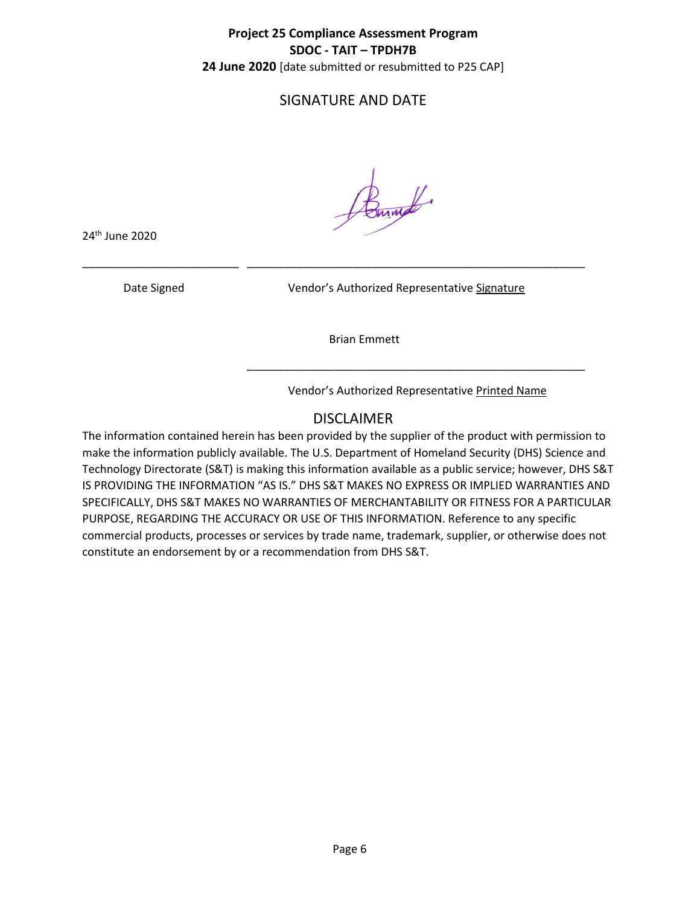**Project 25 Compliance Assessment Program**
**SDOC - TAIT – TPDH7B**
**24 June 2020** [date submitted or resubmitted to P25 CAP]

## SIGNATURE AND DATE

24th June 2020

_________________________ _______________________________________________________

Date Signed Vendor's Authorized Representative Signature

Brian Emmett

_______________________________________________________

Vendor's Authorized Representative Printed Name

## DISCLAIMER

The information contained herein has been provided by the supplier of the product with permission to make the information publicly available. The U.S. Department of Homeland Security (DHS) Science and Technology Directorate (S&T) is making this information available as a public service; however, DHS S&T IS PROVIDING THE INFORMATION "AS IS." DHS S&T MAKES NO EXPRESS OR IMPLIED WARRANTIES AND SPECIFICALLY, DHS S&T MAKES NO WARRANTIES OF MERCHANTABILITY OR FITNESS FOR A PARTICULAR PURPOSE, REGARDING THE ACCURACY OR USE OF THIS INFORMATION. Reference to any specific commercial products, processes or services by trade name, trademark, supplier, or otherwise does not constitute an endorsement by or a recommendation from DHS S&T.